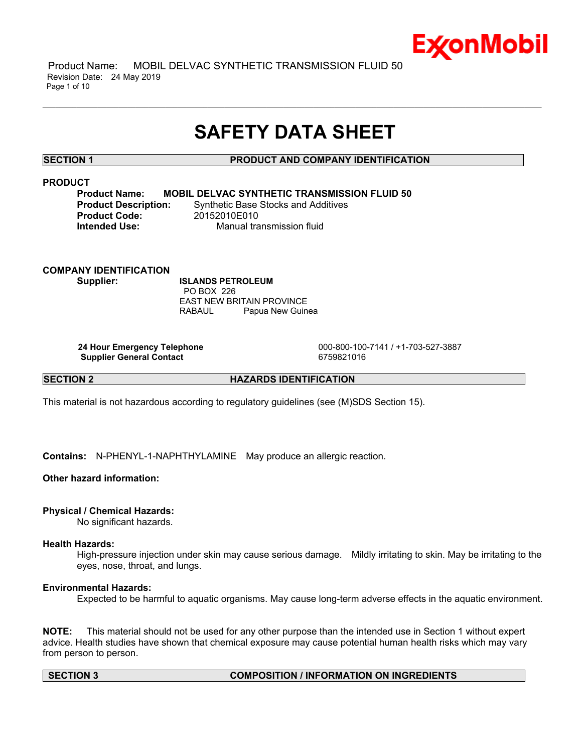# SAFETY DATA SHEET

## SECTION 1 PRODUCT AND COMPANY IDENTIFICATION

**PRODUCT**

**Product Name:** **MOBIL DELVAC SYNTHETIC TRANSMISSION FLUID 50**
**Product Description:** Synthetic Base Stocks and Additives
**Product Code:** 20152010E010
**Intended Use:** Manual transmission fluid

**COMPANY IDENTIFICATION**

**Supplier:** **ISLANDS PETROLEUM**
PO BOX 226
EAST NEW BRITAIN PROVINCE
RABAUL Papua New Guinea

| | |
|---|---|
| **24 Hour Emergency Telephone** | 000-800-100-7141 / +1-703-527-3887 |
| **Supplier General Contact** | 6759821016 |

## SECTION 2 HAZARDS IDENTIFICATION

This material is not hazardous according to regulatory guidelines (see (M)SDS Section 15).

**Contains:** N-PHENYL-1-NAPHTHYLAMINE May produce an allergic reaction.

**Other hazard information:**

**Physical / Chemical Hazards:**
No significant hazards.

**Health Hazards:**
High-pressure injection under skin may cause serious damage. Mildly irritating to skin. May be irritating to the eyes, nose, throat, and lungs.

**Environmental Hazards:**
Expected to be harmful to aquatic organisms. May cause long-term adverse effects in the aquatic environment.

**NOTE:** This material should not be used for any other purpose than the intended use in Section 1 without expert advice. Health studies have shown that chemical exposure may cause potential human health risks which may vary from person to person.

## SECTION 3 COMPOSITION / INFORMATION ON INGREDIENTS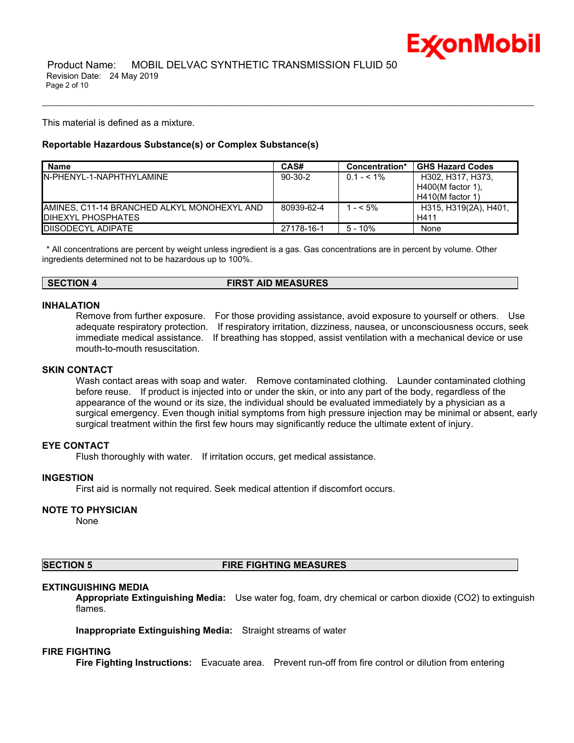This material is defined as a mixture.

**Reportable Hazardous Substance(s) or Complex Substance(s)**

| Name | CAS# | Concentration* | GHS Hazard Codes |
|---|---|---|---|
| N-PHENYL-1-NAPHTHYLAMINE | 90-30-2 | 0.1 - < 1% | H302, H317, H373, H400(M factor 1), H410(M factor 1) |
| AMINES, C11-14 BRANCHED ALKYL MONOHEXYL AND DIHEXYL PHOSPHATES | 80939-62-4 | 1 - < 5% | H315, H319(2A), H401, H411 |
| DIISODECYL ADIPATE | 27178-16-1 | 5 - 10% | None |

* All concentrations are percent by weight unless ingredient is a gas. Gas concentrations are in percent by volume. Other ingredients determined not to be hazardous up to 100%.

## SECTION 4 FIRST AID MEASURES

### INHALATION

Remove from further exposure. For those providing assistance, avoid exposure to yourself or others. Use adequate respiratory protection. If respiratory irritation, dizziness, nausea, or unconsciousness occurs, seek immediate medical assistance. If breathing has stopped, assist ventilation with a mechanical device or use mouth-to-mouth resuscitation.

### SKIN CONTACT

Wash contact areas with soap and water. Remove contaminated clothing. Launder contaminated clothing before reuse. If product is injected into or under the skin, or into any part of the body, regardless of the appearance of the wound or its size, the individual should be evaluated immediately by a physician as a surgical emergency. Even though initial symptoms from high pressure injection may be minimal or absent, early surgical treatment within the first few hours may significantly reduce the ultimate extent of injury.

### EYE CONTACT

Flush thoroughly with water. If irritation occurs, get medical assistance.

### INGESTION

First aid is normally not required. Seek medical attention if discomfort occurs.

### NOTE TO PHYSICIAN

None

## SECTION 5 FIRE FIGHTING MEASURES

### EXTINGUISHING MEDIA

**Appropriate Extinguishing Media:** Use water fog, foam, dry chemical or carbon dioxide ($CO_2$) to extinguish flames.

**Inappropriate Extinguishing Media:** Straight streams of water

### FIRE FIGHTING

**Fire Fighting Instructions:** Evacuate area. Prevent run-off from fire control or dilution from entering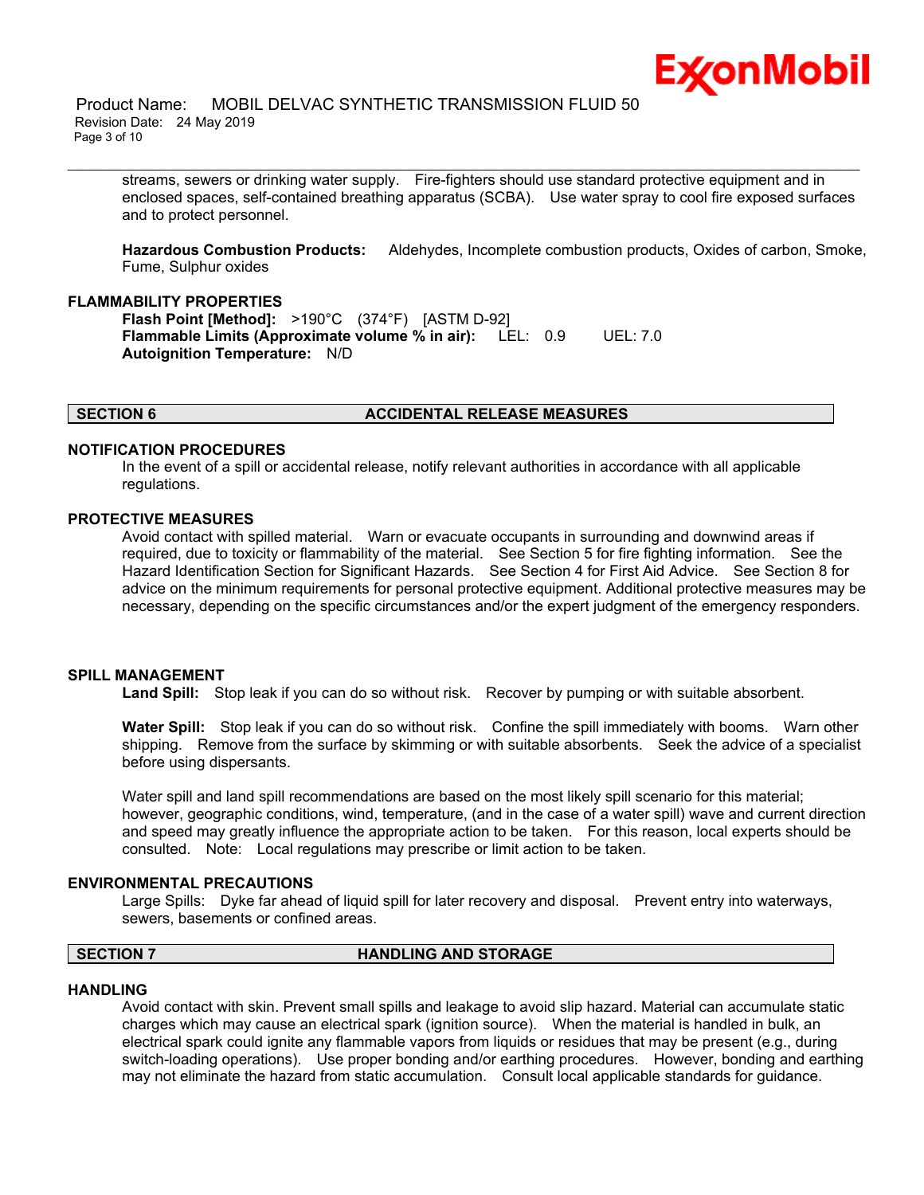streams, sewers or drinking water supply. Fire-fighters should use standard protective equipment and in enclosed spaces, self-contained breathing apparatus (SCBA). Use water spray to cool fire exposed surfaces and to protect personnel.

**Hazardous Combustion Products:** Aldehydes, Incomplete combustion products, Oxides of carbon, Smoke, Fume, Sulphur oxides

### FLAMMABILITY PROPERTIES

**Flash Point [Method]:** >190°C (374°F) [ASTM D-92]
**Flammable Limits (Approximate volume % in air):** LEL: 0.9 UEL: 7.0
**Autoignition Temperature:** N/D

## SECTION 6 ACCIDENTAL RELEASE MEASURES

### NOTIFICATION PROCEDURES

In the event of a spill or accidental release, notify relevant authorities in accordance with all applicable regulations.

### PROTECTIVE MEASURES

Avoid contact with spilled material. Warn or evacuate occupants in surrounding and downwind areas if required, due to toxicity or flammability of the material. See Section 5 for fire fighting information. See the Hazard Identification Section for Significant Hazards. See Section 4 for First Aid Advice. See Section 8 for advice on the minimum requirements for personal protective equipment. Additional protective measures may be necessary, depending on the specific circumstances and/or the expert judgment of the emergency responders.

### SPILL MANAGEMENT

**Land Spill:** Stop leak if you can do so without risk. Recover by pumping or with suitable absorbent.

**Water Spill:** Stop leak if you can do so without risk. Confine the spill immediately with booms. Warn other shipping. Remove from the surface by skimming or with suitable absorbents. Seek the advice of a specialist before using dispersants.

Water spill and land spill recommendations are based on the most likely spill scenario for this material; however, geographic conditions, wind, temperature, (and in the case of a water spill) wave and current direction and speed may greatly influence the appropriate action to be taken. For this reason, local experts should be consulted. Note: Local regulations may prescribe or limit action to be taken.

### ENVIRONMENTAL PRECAUTIONS

Large Spills: Dyke far ahead of liquid spill for later recovery and disposal. Prevent entry into waterways, sewers, basements or confined areas.

## SECTION 7 HANDLING AND STORAGE

### HANDLING

Avoid contact with skin. Prevent small spills and leakage to avoid slip hazard. Material can accumulate static charges which may cause an electrical spark (ignition source). When the material is handled in bulk, an electrical spark could ignite any flammable vapors from liquids or residues that may be present (e.g., during switch-loading operations). Use proper bonding and/or earthing procedures. However, bonding and earthing may not eliminate the hazard from static accumulation. Consult local applicable standards for guidance.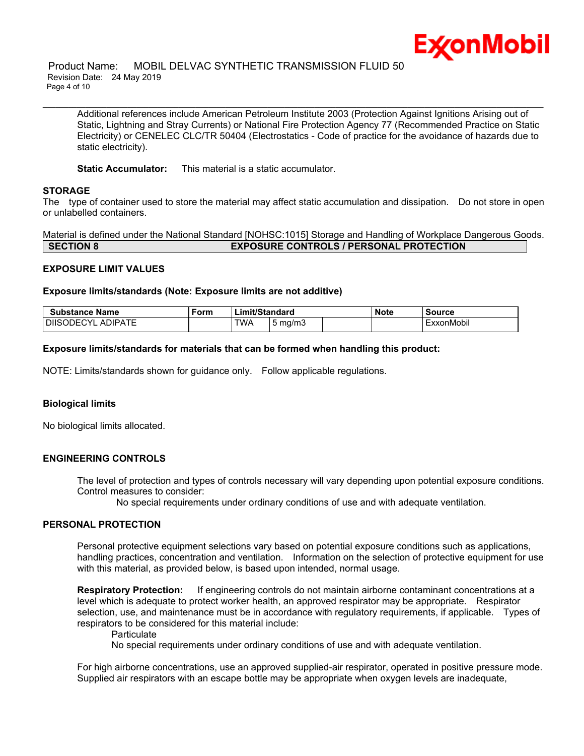Additional references include American Petroleum Institute 2003 (Protection Against Ignitions Arising out of Static, Lightning and Stray Currents) or National Fire Protection Agency 77 (Recommended Practice on Static Electricity) or CENELEC CLC/TR 50404 (Electrostatics - Code of practice for the avoidance of hazards due to static electricity).

**Static Accumulator:** This material is a static accumulator.

### STORAGE

The type of container used to store the material may affect static accumulation and dissipation. Do not store in open or unlabelled containers.

Material is defined under the National Standard [NOHSC:1015] Storage and Handling of Workplace Dangerous Goods.

## SECTION 8 EXPOSURE CONTROLS / PERSONAL PROTECTION

### EXPOSURE LIMIT VALUES

**Exposure limits/standards (Note: Exposure limits are not additive)**

| Substance Name | Form | Limit/Standard | | | Note | Source |
|---|---|---|---|---|---|---|
| DIISODECYL ADIPATE | | TWA | 5 mg/m3 | | | ExxonMobil |

**Exposure limits/standards for materials that can be formed when handling this product:**

NOTE: Limits/standards shown for guidance only. Follow applicable regulations.

**Biological limits**

No biological limits allocated.

### ENGINEERING CONTROLS

The level of protection and types of controls necessary will vary depending upon potential exposure conditions. Control measures to consider:

No special requirements under ordinary conditions of use and with adequate ventilation.

### PERSONAL PROTECTION

Personal protective equipment selections vary based on potential exposure conditions such as applications, handling practices, concentration and ventilation. Information on the selection of protective equipment for use with this material, as provided below, is based upon intended, normal usage.

**Respiratory Protection:** If engineering controls do not maintain airborne contaminant concentrations at a level which is adequate to protect worker health, an approved respirator may be appropriate. Respirator selection, use, and maintenance must be in accordance with regulatory requirements, if applicable. Types of respirators to be considered for this material include:

Particulate
No special requirements under ordinary conditions of use and with adequate ventilation.

For high airborne concentrations, use an approved supplied-air respirator, operated in positive pressure mode. Supplied air respirators with an escape bottle may be appropriate when oxygen levels are inadequate,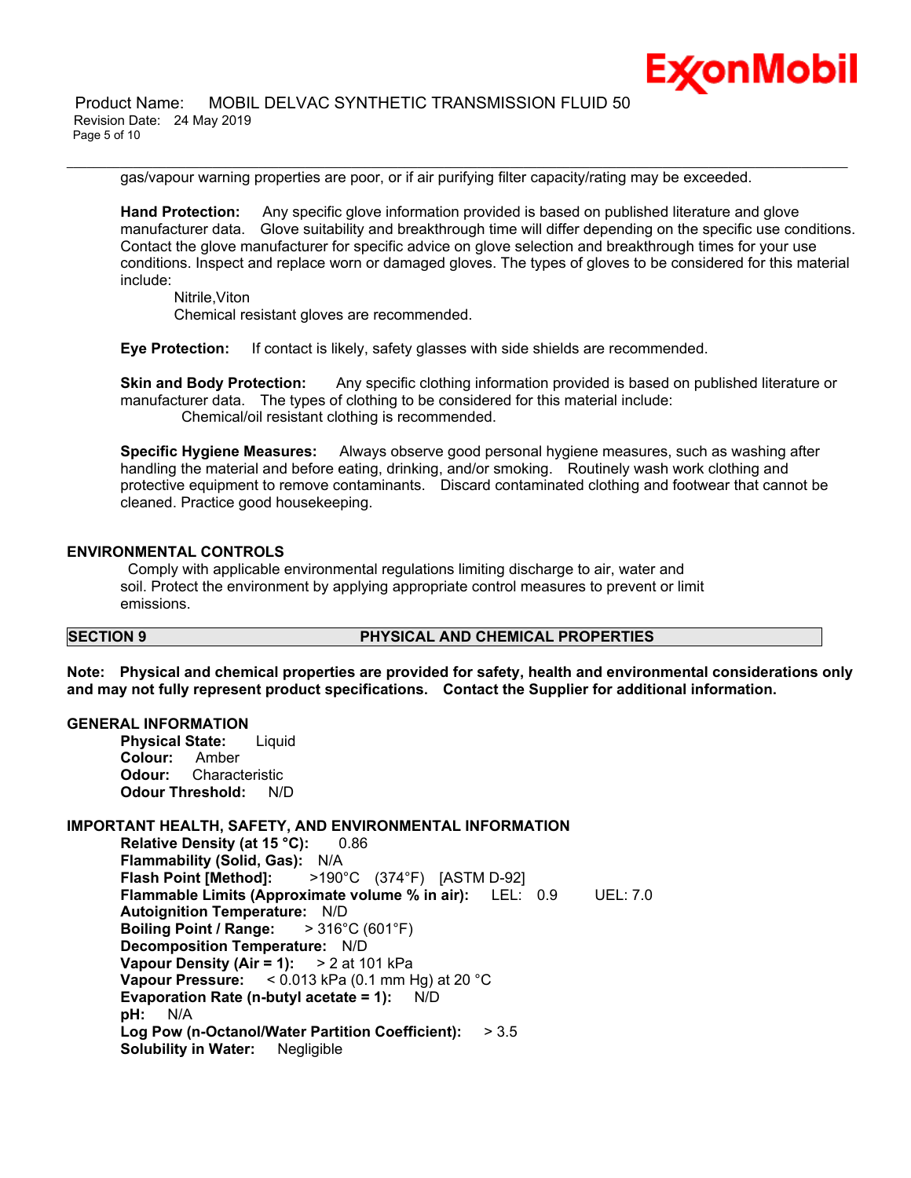gas/vapour warning properties are poor, or if air purifying filter capacity/rating may be exceeded.

**Hand Protection:** Any specific glove information provided is based on published literature and glove manufacturer data. Glove suitability and breakthrough time will differ depending on the specific use conditions. Contact the glove manufacturer for specific advice on glove selection and breakthrough times for your use conditions. Inspect and replace worn or damaged gloves. The types of gloves to be considered for this material include:

Nitrile,Viton
Chemical resistant gloves are recommended.

**Eye Protection:** If contact is likely, safety glasses with side shields are recommended.

**Skin and Body Protection:** Any specific clothing information provided is based on published literature or manufacturer data. The types of clothing to be considered for this material include:

Chemical/oil resistant clothing is recommended.

**Specific Hygiene Measures:** Always observe good personal hygiene measures, such as washing after handling the material and before eating, drinking, and/or smoking. Routinely wash work clothing and protective equipment to remove contaminants. Discard contaminated clothing and footwear that cannot be cleaned. Practice good housekeeping.

### ENVIRONMENTAL CONTROLS

Comply with applicable environmental regulations limiting discharge to air, water and soil. Protect the environment by applying appropriate control measures to prevent or limit emissions.

## SECTION 9 PHYSICAL AND CHEMICAL PROPERTIES

**Note: Physical and chemical properties are provided for safety, health and environmental considerations only and may not fully represent product specifications. Contact the Supplier for additional information.**

### GENERAL INFORMATION

**Physical State:** Liquid
**Colour:** Amber
**Odour:** Characteristic
**Odour Threshold:** N/D

### IMPORTANT HEALTH, SAFETY, AND ENVIRONMENTAL INFORMATION

**Relative Density (at 15 °C):** 0.86
**Flammability (Solid, Gas):** N/A
**Flash Point [Method]:** >190°C (374°F) [ASTM D-92]
**Flammable Limits (Approximate volume % in air):** LEL: 0.9 UEL: 7.0
**Autoignition Temperature:** N/D
**Boiling Point / Range:** > 316°C (601°F)
**Decomposition Temperature:** N/D
**Vapour Density (Air = 1):** > 2 at 101 kPa
**Vapour Pressure:** < 0.013 kPa (0.1 mm Hg) at 20 °C
**Evaporation Rate (n-butyl acetate = 1):** N/D
**pH:** N/A
**Log Pow (n-Octanol/Water Partition Coefficient):** > 3.5
**Solubility in Water:** Negligible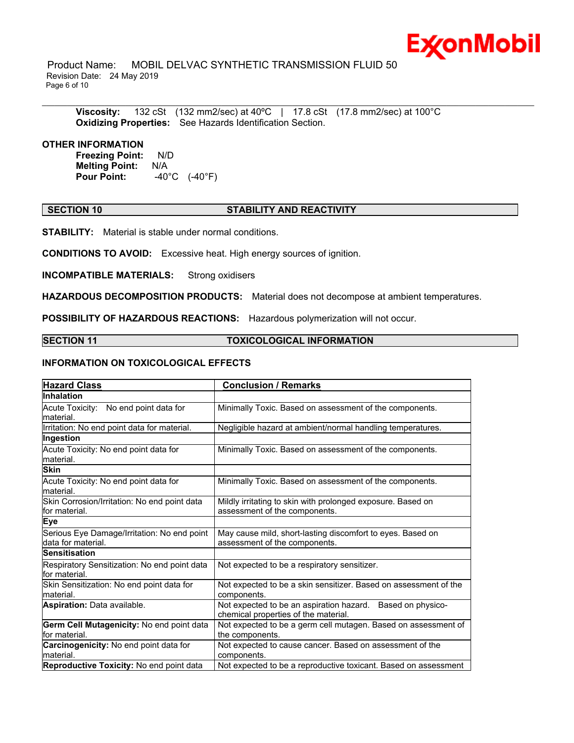**Viscosity:** 132 cSt (132 mm2/sec) at 40ºC | 17.8 cSt (17.8 mm2/sec) at 100°C
**Oxidizing Properties:** See Hazards Identification Section.

**OTHER INFORMATION**

**Freezing Point:** N/D
**Melting Point:** N/A
**Pour Point:** -40°C (-40°F)

## SECTION 10 STABILITY AND REACTIVITY

**STABILITY:** Material is stable under normal conditions.

**CONDITIONS TO AVOID:** Excessive heat. High energy sources of ignition.

**INCOMPATIBLE MATERIALS:** Strong oxidisers

**HAZARDOUS DECOMPOSITION PRODUCTS:** Material does not decompose at ambient temperatures.

**POSSIBILITY OF HAZARDOUS REACTIONS:** Hazardous polymerization will not occur.

## SECTION 11 TOXICOLOGICAL INFORMATION

### INFORMATION ON TOXICOLOGICAL EFFECTS

| Hazard Class | Conclusion / Remarks |
|---|---|
| **Inhalation** | |
| Acute Toxicity: No end point data for material. | Minimally Toxic. Based on assessment of the components. |
| Irritation: No end point data for material. | Negligible hazard at ambient/normal handling temperatures. |
| **Ingestion** | |
| Acute Toxicity: No end point data for material. | Minimally Toxic. Based on assessment of the components. |
| **Skin** | |
| Acute Toxicity: No end point data for material. | Minimally Toxic. Based on assessment of the components. |
| Skin Corrosion/Irritation: No end point data for material. | Mildly irritating to skin with prolonged exposure. Based on assessment of the components. |
| **Eye** | |
| Serious Eye Damage/Irritation: No end point data for material. | May cause mild, short-lasting discomfort to eyes. Based on assessment of the components. |
| **Sensitisation** | |
| Respiratory Sensitization: No end point data for material. | Not expected to be a respiratory sensitizer. |
| Skin Sensitization: No end point data for material. | Not expected to be a skin sensitizer. Based on assessment of the components. |
| **Aspiration:** Data available. | Not expected to be an aspiration hazard. Based on physico-chemical properties of the material. |
| **Germ Cell Mutagenicity:** No end point data for material. | Not expected to be a germ cell mutagen. Based on assessment of the components. |
| **Carcinogenicity:** No end point data for material. | Not expected to cause cancer. Based on assessment of the components. |
| **Reproductive Toxicity:** No end point data | Not expected to be a reproductive toxicant. Based on assessment |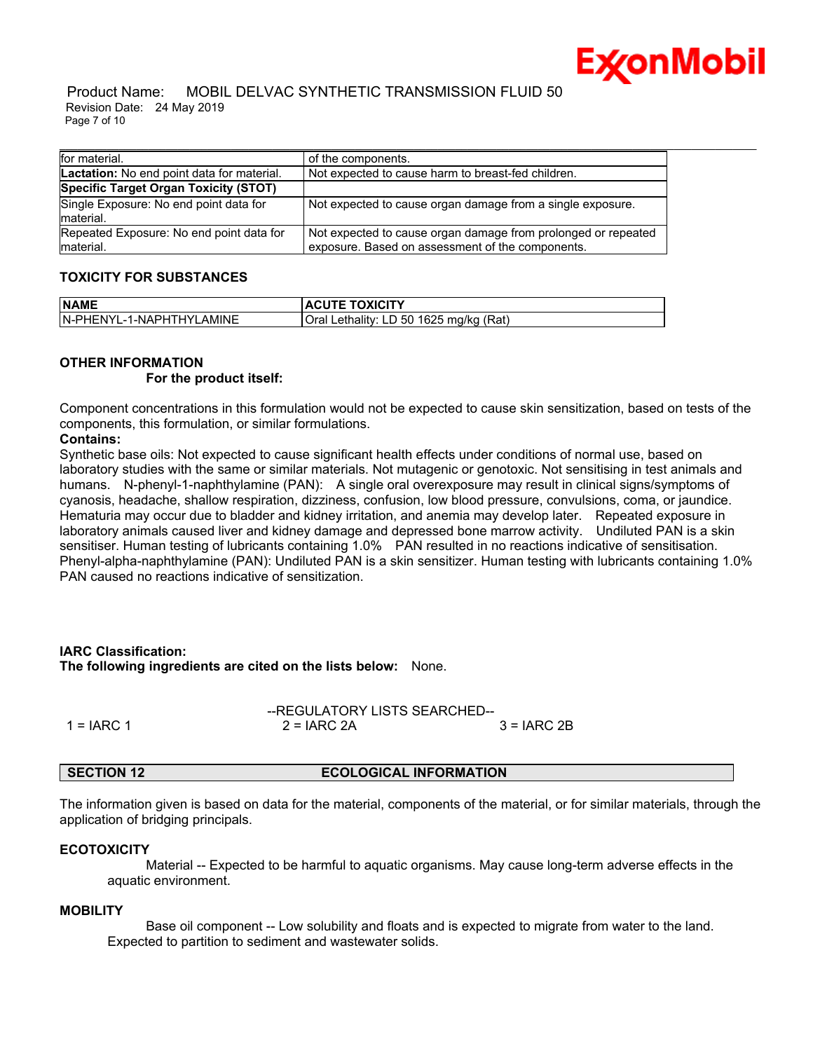| | |
|---|---|
| for material. | of the components. |
| **Lactation:** No end point data for material. | Not expected to cause harm to breast-fed children. |
| **Specific Target Organ Toxicity (STOT)** | |
| Single Exposure: No end point data for material. | Not expected to cause organ damage from a single exposure. |
| Repeated Exposure: No end point data for material. | Not expected to cause organ damage from prolonged or repeated exposure. Based on assessment of the components. |

### TOXICITY FOR SUBSTANCES

| NAME | ACUTE TOXICITY |
|---|---|
| N-PHENYL-1-NAPHTHYLAMINE | Oral Lethality: LD 50 1625 mg/kg (Rat) |

### OTHER INFORMATION

**For the product itself:**

Component concentrations in this formulation would not be expected to cause skin sensitization, based on tests of the components, this formulation, or similar formulations.

**Contains:**

Synthetic base oils: Not expected to cause significant health effects under conditions of normal use, based on laboratory studies with the same or similar materials. Not mutagenic or genotoxic. Not sensitising in test animals and humans. N-phenyl-1-naphthylamine (PAN): A single oral overexposure may result in clinical signs/symptoms of cyanosis, headache, shallow respiration, dizziness, confusion, low blood pressure, convulsions, coma, or jaundice. Hematuria may occur due to bladder and kidney irritation, and anemia may develop later. Repeated exposure in laboratory animals caused liver and kidney damage and depressed bone marrow activity. Undiluted PAN is a skin sensitiser. Human testing of lubricants containing 1.0% PAN resulted in no reactions indicative of sensitisation. Phenyl-alpha-naphthylamine (PAN): Undiluted PAN is a skin sensitizer. Human testing with lubricants containing 1.0% PAN caused no reactions indicative of sensitization.

**IARC Classification:**
**The following ingredients are cited on the lists below:** None.

--REGULATORY LISTS SEARCHED--

1 = IARC 1 | 2 = IARC 2A | 3 = IARC 2B

## SECTION 12 ECOLOGICAL INFORMATION

The information given is based on data for the material, components of the material, or for similar materials, through the application of bridging principals.

### ECOTOXICITY

Material -- Expected to be harmful to aquatic organisms. May cause long-term adverse effects in the aquatic environment.

### MOBILITY

Base oil component -- Low solubility and floats and is expected to migrate from water to the land. Expected to partition to sediment and wastewater solids.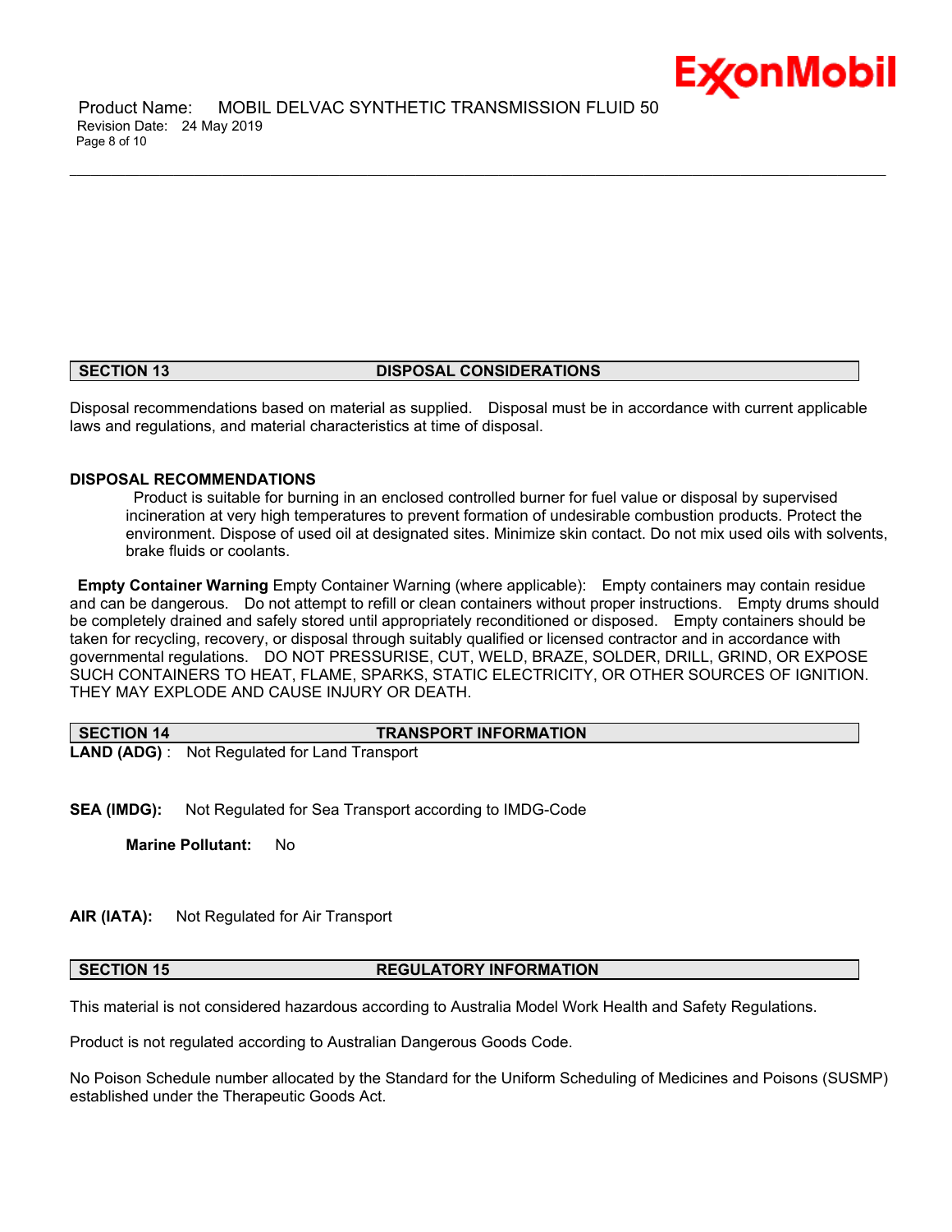## SECTION 13 DISPOSAL CONSIDERATIONS

Disposal recommendations based on material as supplied. Disposal must be in accordance with current applicable laws and regulations, and material characteristics at time of disposal.

**DISPOSAL RECOMMENDATIONS**

Product is suitable for burning in an enclosed controlled burner for fuel value or disposal by supervised incineration at very high temperatures to prevent formation of undesirable combustion products. Protect the environment. Dispose of used oil at designated sites. Minimize skin contact. Do not mix used oils with solvents, brake fluids or coolants.

**Empty Container Warning** Empty Container Warning (where applicable): Empty containers may contain residue and can be dangerous. Do not attempt to refill or clean containers without proper instructions. Empty drums should be completely drained and safely stored until appropriately reconditioned or disposed. Empty containers should be taken for recycling, recovery, or disposal through suitably qualified or licensed contractor and in accordance with governmental regulations. DO NOT PRESSURISE, CUT, WELD, BRAZE, SOLDER, DRILL, GRIND, OR EXPOSE SUCH CONTAINERS TO HEAT, FLAME, SPARKS, STATIC ELECTRICITY, OR OTHER SOURCES OF IGNITION. THEY MAY EXPLODE AND CAUSE INJURY OR DEATH.

## SECTION 14 TRANSPORT INFORMATION

**LAND (ADG)** : Not Regulated for Land Transport

**SEA (IMDG):** Not Regulated for Sea Transport according to IMDG-Code

**Marine Pollutant:** No

**AIR (IATA):** Not Regulated for Air Transport

## SECTION 15 REGULATORY INFORMATION

This material is not considered hazardous according to Australia Model Work Health and Safety Regulations.

Product is not regulated according to Australian Dangerous Goods Code.

No Poison Schedule number allocated by the Standard for the Uniform Scheduling of Medicines and Poisons (SUSMP) established under the Therapeutic Goods Act.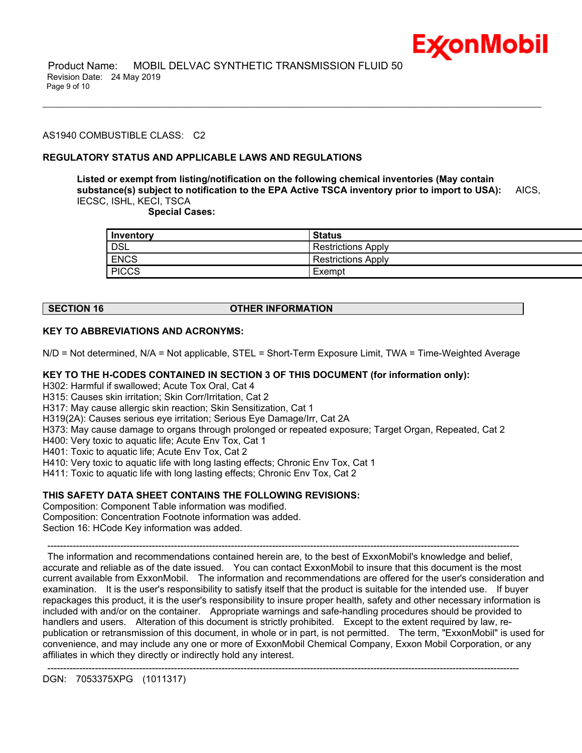AS1940 COMBUSTIBLE CLASS: C2

**REGULATORY STATUS AND APPLICABLE LAWS AND REGULATIONS**

**Listed or exempt from listing/notification on the following chemical inventories (May contain substance(s) subject to notification to the EPA Active TSCA inventory prior to import to USA):** AICS, IECSC, ISHL, KECI, TSCA

**Special Cases:**

| Inventory | Status |
|---|---|
| DSL | Restrictions Apply |
| ENCS | Restrictions Apply |
| PICCS | Exempt |

## SECTION 16 OTHER INFORMATION

**KEY TO ABBREVIATIONS AND ACRONYMS:**

N/D = Not determined, N/A = Not applicable, STEL = Short-Term Exposure Limit, TWA = Time-Weighted Average

**KEY TO THE H-CODES CONTAINED IN SECTION 3 OF THIS DOCUMENT (for information only):**

H302: Harmful if swallowed; Acute Tox Oral, Cat 4
H315: Causes skin irritation; Skin Corr/Irritation, Cat 2
H317: May cause allergic skin reaction; Skin Sensitization, Cat 1
H319(2A): Causes serious eye irritation; Serious Eye Damage/Irr, Cat 2A
H373: May cause damage to organs through prolonged or repeated exposure; Target Organ, Repeated, Cat 2
H400: Very toxic to aquatic life; Acute Env Tox, Cat 1
H401: Toxic to aquatic life; Acute Env Tox, Cat 2
H410: Very toxic to aquatic life with long lasting effects; Chronic Env Tox, Cat 1
H411: Toxic to aquatic life with long lasting effects; Chronic Env Tox, Cat 2

**THIS SAFETY DATA SHEET CONTAINS THE FOLLOWING REVISIONS:**

Composition: Component Table information was modified.
Composition: Concentration Footnote information was added.
Section 16: HCode Key information was added.

-----------------------------------------------------------------------------------------------------------------------------------------------

The information and recommendations contained herein are, to the best of ExxonMobil's knowledge and belief, accurate and reliable as of the date issued. You can contact ExxonMobil to insure that this document is the most current available from ExxonMobil. The information and recommendations are offered for the user's consideration and examination. It is the user's responsibility to satisfy itself that the product is suitable for the intended use. If buyer repackages this product, it is the user's responsibility to insure proper health, safety and other necessary information is included with and/or on the container. Appropriate warnings and safe-handling procedures should be provided to handlers and users. Alteration of this document is strictly prohibited. Except to the extent required by law, re-publication or retransmission of this document, in whole or in part, is not permitted. The term, "ExxonMobil" is used for convenience, and may include any one or more of ExxonMobil Chemical Company, Exxon Mobil Corporation, or any affiliates in which they directly or indirectly hold any interest.

-----------------------------------------------------------------------------------------------------------------------------------------------

DGN: 7053375XPG (1011317)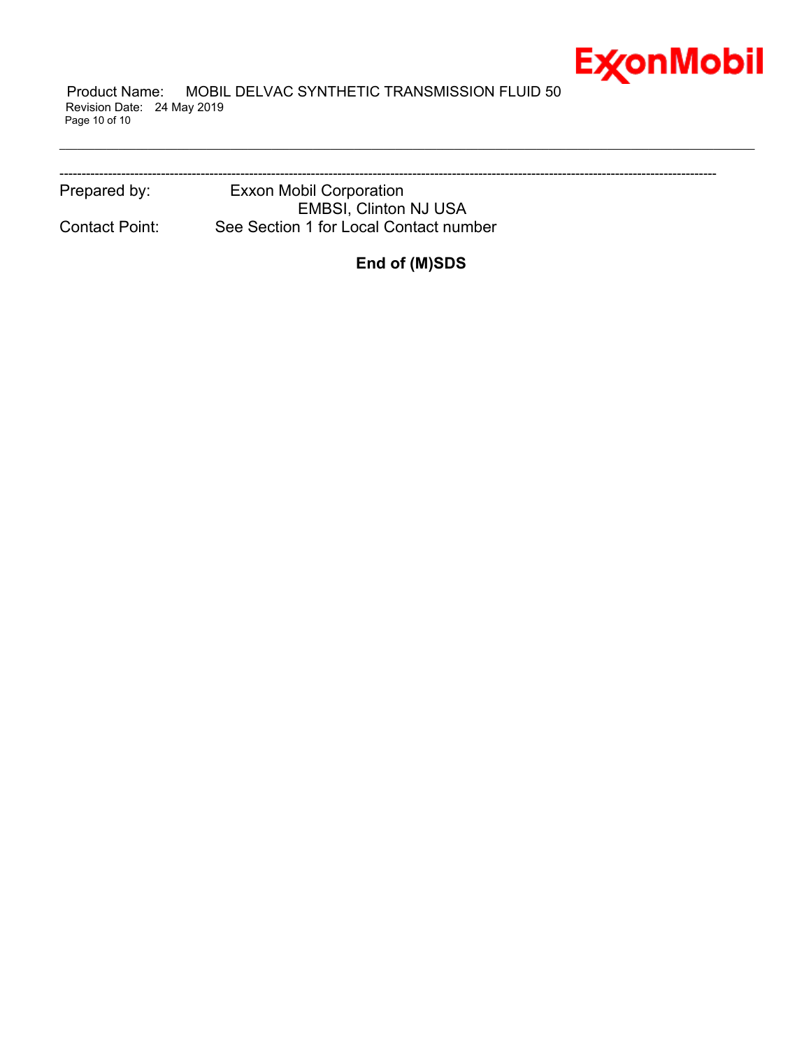-----------------------------------------------------------------------------------------------------------------------------------------------

Prepared by: Exxon Mobil Corporation
EMBSI, Clinton NJ USA

Contact Point: See Section 1 for Local Contact number

**End of (M)SDS**